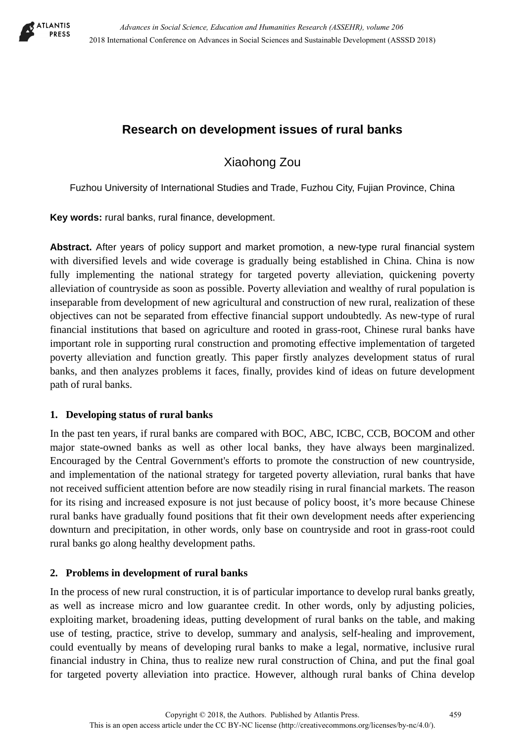# Research on development issues of rural banks

Xiaohong Zou

Fuzhou University of International Studies and Trade, Fuzhou City, Fujian Province, China

**Key words:** rural banks, rural finance, development.

**Abstract.** After years of policy support and market promotion, a new-type rural financial system with diversified levels and wide coverage is gradually being established in China. China is now fully implementing the national strategy for targeted poverty alleviation, quickening poverty alleviation of countryside as soon as possible. Poverty alleviation and wealthy of rural population is inseparable from development of new agricultural and construction of new rural, realization of these objectives can not be separated from effective financial support undoubtedly. As new-type of rural financial institutions that based on agriculture and rooted in grass-root, Chinese rural banks have important role in supporting rural construction and promoting effective implementation of targeted poverty alleviation and function greatly. This paper firstly analyzes development status of rural banks, and then analyzes problems it faces, finally, provides kind of ideas on future development path of rural banks.

## 1. Developing status of rural banks

In the past ten years, if rural banks are compared with BOC, ABC, ICBC, CCB, BOCOM and other major state-owned banks as well as other local banks, they have always been marginalized. Encouraged by the Central Government's efforts to promote the construction of new countryside, and implementation of the national strategy for targeted poverty alleviation, rural banks that have not received sufficient attention before are now steadily rising in rural financial markets. The reason for its rising and increased exposure is not just because of policy boost, it's more because Chinese rural banks have gradually found positions that fit their own development needs after experiencing downturn and precipitation, in other words, only base on countryside and root in grass-root could rural banks go along healthy development paths.

## 2. Problems in development of rural banks

In the process of new rural construction, it is of particular importance to develop rural banks greatly, as well as increase micro and low guarantee credit. In other words, only by adjusting policies, exploiting market, broadening ideas, putting development of rural banks on the table, and making use of testing, practice, strive to develop, summary and analysis, self-healing and improvement, could eventually by means of developing rural banks to make a legal, normative, inclusive rural financial industry in China, thus to realize new rural construction of China, and put the final goal for targeted poverty alleviation into practice. However, although rural banks of China develop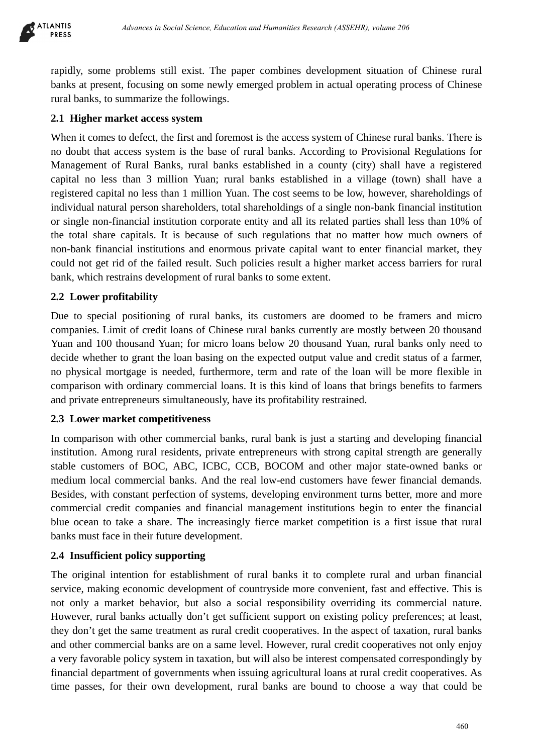rapidly, some problems still exist. The paper combines development situation of Chinese rural banks at present, focusing on some newly emerged problem in actual operating process of Chinese rural banks, to summarize the followings.

### 2.1 Higher market access system

When it comes to defect, the first and foremost is the access system of Chinese rural banks. There is no doubt that access system is the base of rural banks. According to Provisional Regulations for Management of Rural Banks, rural banks established in a county (city) shall have a registered capital no less than 3 million Yuan; rural banks established in a village (town) shall have a registered capital no less than 1 million Yuan. The cost seems to be low, however, shareholdings of individual natural person shareholders, total shareholdings of a single non-bank financial institution or single non-financial institution corporate entity and all its related parties shall less than 10% of the total share capitals. It is because of such regulations that no matter how much owners of non-bank financial institutions and enormous private capital want to enter financial market, they could not get rid of the failed result. Such policies result a higher market access barriers for rural bank, which restrains development of rural banks to some extent.

### 2.2 Lower profitability

Due to special positioning of rural banks, its customers are doomed to be framers and micro companies. Limit of credit loans of Chinese rural banks currently are mostly between 20 thousand Yuan and 100 thousand Yuan; for micro loans below 20 thousand Yuan, rural banks only need to decide whether to grant the loan basing on the expected output value and credit status of a farmer, no physical mortgage is needed, furthermore, term and rate of the loan will be more flexible in comparison with ordinary commercial loans. It is this kind of loans that brings benefits to farmers and private entrepreneurs simultaneously, have its profitability restrained.

### 2.3 Lower market competitiveness

In comparison with other commercial banks, rural bank is just a starting and developing financial institution. Among rural residents, private entrepreneurs with strong capital strength are generally stable customers of BOC, ABC, ICBC, CCB, BOCOM and other major state-owned banks or medium local commercial banks. And the real low-end customers have fewer financial demands. Besides, with constant perfection of systems, developing environment turns better, more and more commercial credit companies and financial management institutions begin to enter the financial blue ocean to take a share. The increasingly fierce market competition is a first issue that rural banks must face in their future development.

### 2.4 Insufficient policy supporting

The original intention for establishment of rural banks it to complete rural and urban financial service, making economic development of countryside more convenient, fast and effective. This is not only a market behavior, but also a social responsibility overriding its commercial nature. However, rural banks actually don't get sufficient support on existing policy preferences; at least, they don't get the same treatment as rural credit cooperatives. In the aspect of taxation, rural banks and other commercial banks are on a same level. However, rural credit cooperatives not only enjoy a very favorable policy system in taxation, but will also be interest compensated correspondingly by financial department of governments when issuing agricultural loans at rural credit cooperatives. As time passes, for their own development, rural banks are bound to choose a way that could be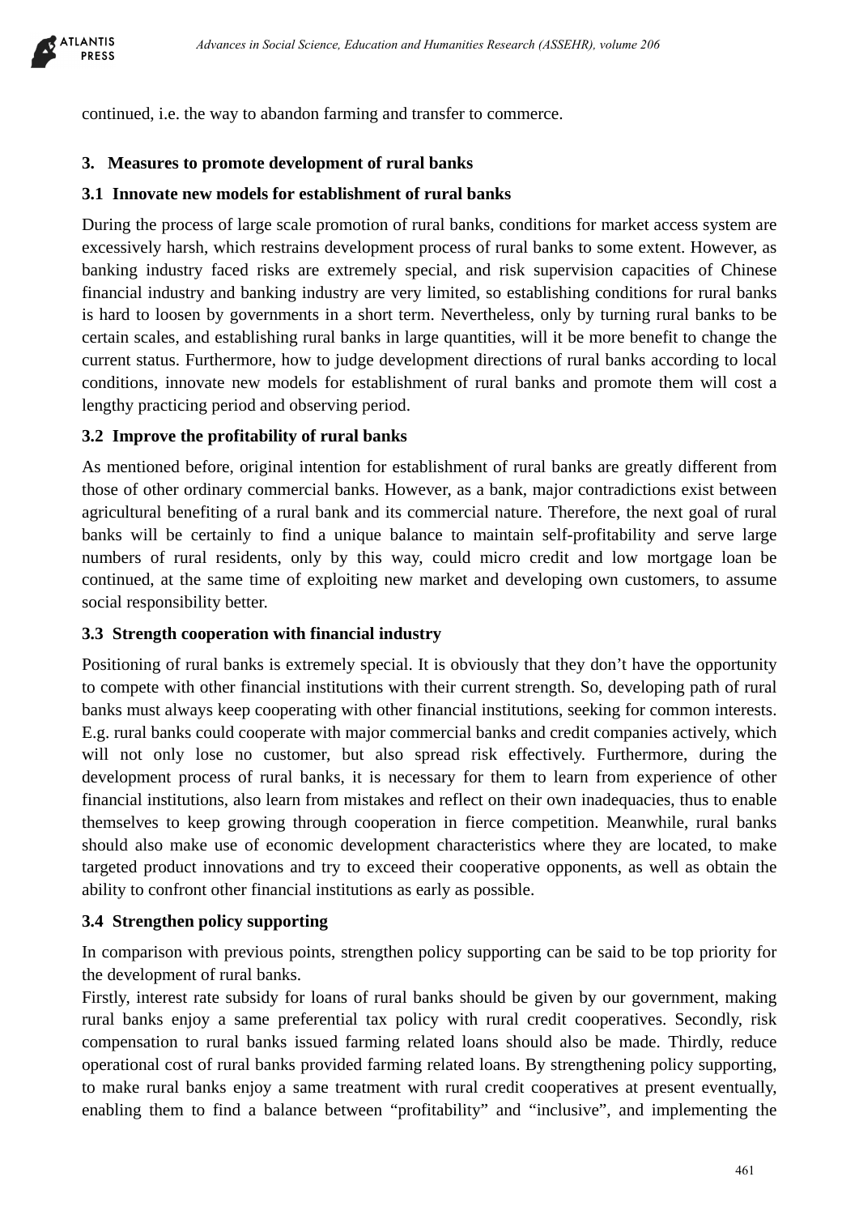continued, i.e. the way to abandon farming and transfer to commerce.

## 3. Measures to promote development of rural banks

### 3.1 Innovate new models for establishment of rural banks

During the process of large scale promotion of rural banks, conditions for market access system are excessively harsh, which restrains development process of rural banks to some extent. However, as banking industry faced risks are extremely special, and risk supervision capacities of Chinese financial industry and banking industry are very limited, so establishing conditions for rural banks is hard to loosen by governments in a short term. Nevertheless, only by turning rural banks to be certain scales, and establishing rural banks in large quantities, will it be more benefit to change the current status. Furthermore, how to judge development directions of rural banks according to local conditions, innovate new models for establishment of rural banks and promote them will cost a lengthy practicing period and observing period.

### 3.2 Improve the profitability of rural banks

As mentioned before, original intention for establishment of rural banks are greatly different from those of other ordinary commercial banks. However, as a bank, major contradictions exist between agricultural benefiting of a rural bank and its commercial nature. Therefore, the next goal of rural banks will be certainly to find a unique balance to maintain self-profitability and serve large numbers of rural residents, only by this way, could micro credit and low mortgage loan be continued, at the same time of exploiting new market and developing own customers, to assume social responsibility better.

### 3.3 Strength cooperation with financial industry

Positioning of rural banks is extremely special. It is obviously that they don't have the opportunity to compete with other financial institutions with their current strength. So, developing path of rural banks must always keep cooperating with other financial institutions, seeking for common interests. E.g. rural banks could cooperate with major commercial banks and credit companies actively, which will not only lose no customer, but also spread risk effectively. Furthermore, during the development process of rural banks, it is necessary for them to learn from experience of other financial institutions, also learn from mistakes and reflect on their own inadequacies, thus to enable themselves to keep growing through cooperation in fierce competition. Meanwhile, rural banks should also make use of economic development characteristics where they are located, to make targeted product innovations and try to exceed their cooperative opponents, as well as obtain the ability to confront other financial institutions as early as possible.

### 3.4 Strengthen policy supporting

In comparison with previous points, strengthen policy supporting can be said to be top priority for the development of rural banks.

Firstly, interest rate subsidy for loans of rural banks should be given by our government, making rural banks enjoy a same preferential tax policy with rural credit cooperatives. Secondly, risk compensation to rural banks issued farming related loans should also be made. Thirdly, reduce operational cost of rural banks provided farming related loans. By strengthening policy supporting, to make rural banks enjoy a same treatment with rural credit cooperatives at present eventually, enabling them to find a balance between "profitability" and "inclusive", and implementing the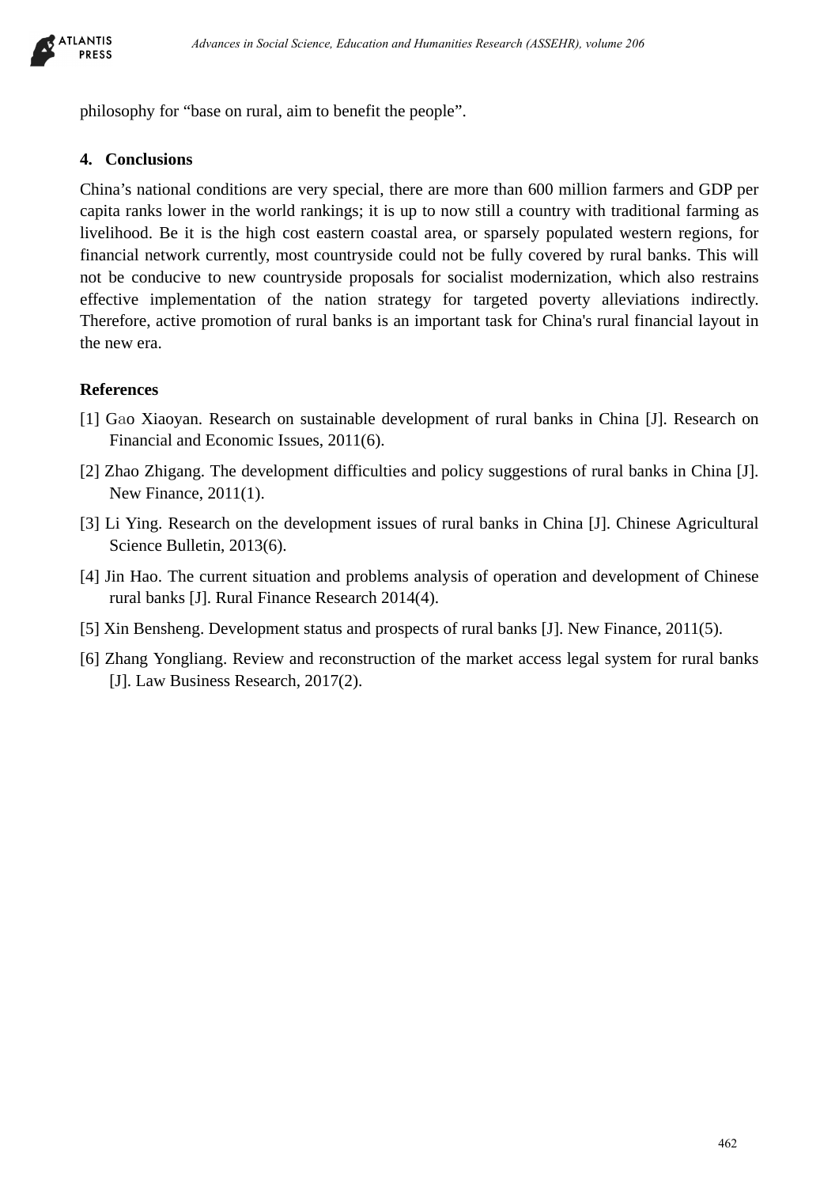philosophy for “base on rural, aim to benefit the people”.

## 4. Conclusions

China’s national conditions are very special, there are more than 600 million farmers and GDP per capita ranks lower in the world rankings; it is up to now still a country with traditional farming as livelihood. Be it is the high cost eastern coastal area, or sparsely populated western regions, for financial network currently, most countryside could not be fully covered by rural banks. This will not be conducive to new countryside proposals for socialist modernization, which also restrains effective implementation of the nation strategy for targeted poverty alleviations indirectly. Therefore, active promotion of rural banks is an important task for China's rural financial layout in the new era.

## References

[1] Gao Xiaoyan. Research on sustainable development of rural banks in China [J]. Research on Financial and Economic Issues, 2011(6).

[2] Zhao Zhigang. The development difficulties and policy suggestions of rural banks in China [J]. New Finance, 2011(1).

[3] Li Ying. Research on the development issues of rural banks in China [J]. Chinese Agricultural Science Bulletin, 2013(6).

[4] Jin Hao. The current situation and problems analysis of operation and development of Chinese rural banks [J]. Rural Finance Research 2014(4).

[5] Xin Bensheng. Development status and prospects of rural banks [J]. New Finance, 2011(5).

[6] Zhang Yongliang. Review and reconstruction of the market access legal system for rural banks [J]. Law Business Research, 2017(2).